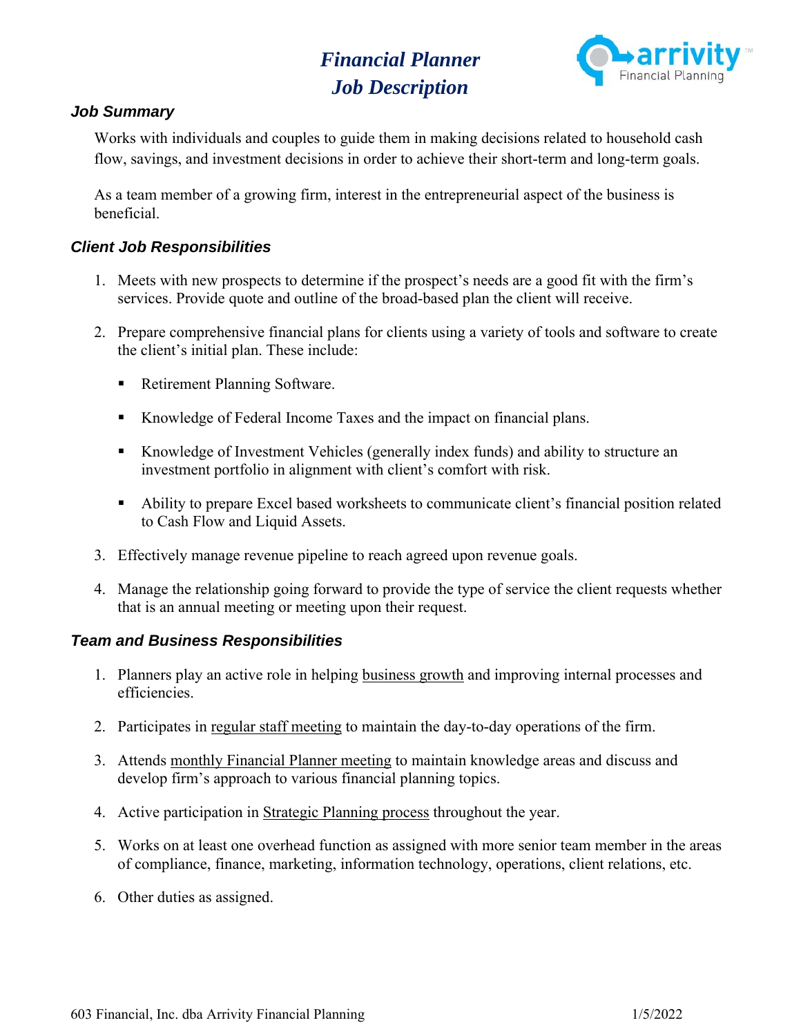# *Financial Planner*
# *Job Description*

### *Job Summary*

Works with individuals and couples to guide them in making decisions related to household cash flow, savings, and investment decisions in order to achieve their short-term and long-term goals.

As a team member of a growing firm, interest in the entrepreneurial aspect of the business is beneficial.

### *Client Job Responsibilities*

1. Meets with new prospects to determine if the prospect's needs are a good fit with the firm's services. Provide quote and outline of the broad-based plan the client will receive.

2. Prepare comprehensive financial plans for clients using a variety of tools and software to create the client's initial plan. These include:

   - Retirement Planning Software.
   - Knowledge of Federal Income Taxes and the impact on financial plans.
   - Knowledge of Investment Vehicles (generally index funds) and ability to structure an investment portfolio in alignment with client's comfort with risk.
   - Ability to prepare Excel based worksheets to communicate client's financial position related to Cash Flow and Liquid Assets.

3. Effectively manage revenue pipeline to reach agreed upon revenue goals.

4. Manage the relationship going forward to provide the type of service the client requests whether that is an annual meeting or meeting upon their request.

### *Team and Business Responsibilities*

1. Planners play an active role in helping <u>business growth</u> and improving internal processes and efficiencies.

2. Participates in <u>regular staff meeting</u> to maintain the day-to-day operations of the firm.

3. Attends <u>monthly Financial Planner meeting</u> to maintain knowledge areas and discuss and develop firm's approach to various financial planning topics.

4. Active participation in <u>Strategic Planning process</u> throughout the year.

5. Works on at least one overhead function as assigned with more senior team member in the areas of compliance, finance, marketing, information technology, operations, client relations, etc.

6. Other duties as assigned.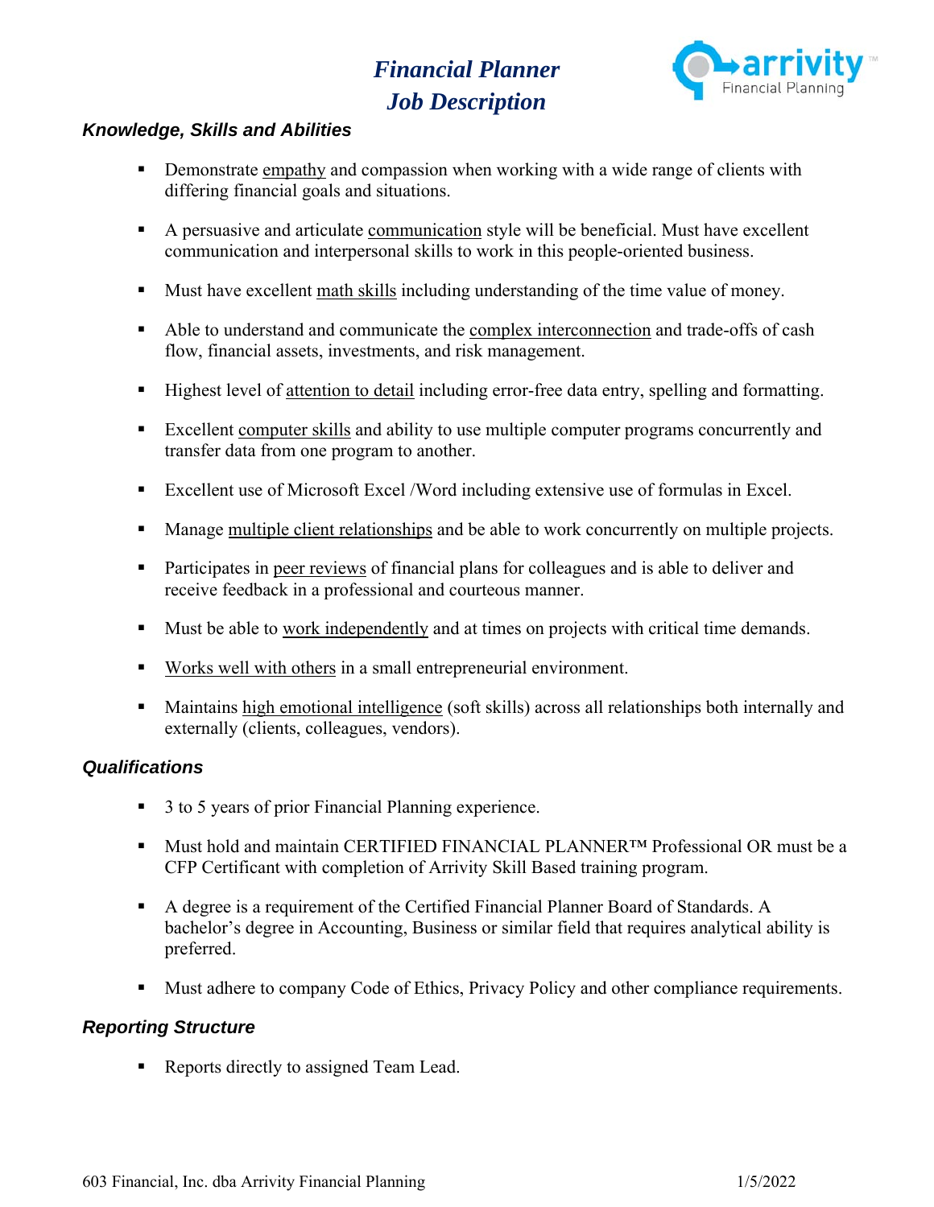# *Financial Planner Job Description*

### *Knowledge, Skills and Abilities*

- Demonstrate <u>empathy</u> and compassion when working with a wide range of clients with differing financial goals and situations.
- A persuasive and articulate <u>communication</u> style will be beneficial. Must have excellent communication and interpersonal skills to work in this people-oriented business.
- Must have excellent <u>math skills</u> including understanding of the time value of money.
- Able to understand and communicate the <u>complex interconnection</u> and trade-offs of cash flow, financial assets, investments, and risk management.
- Highest level of <u>attention to detail</u> including error-free data entry, spelling and formatting.
- Excellent <u>computer skills</u> and ability to use multiple computer programs concurrently and transfer data from one program to another.
- Excellent use of Microsoft Excel /Word including extensive use of formulas in Excel.
- Manage <u>multiple client relationships</u> and be able to work concurrently on multiple projects.
- Participates in <u>peer reviews</u> of financial plans for colleagues and is able to deliver and receive feedback in a professional and courteous manner.
- Must be able to <u>work independently</u> and at times on projects with critical time demands.
- <u>Works well with others</u> in a small entrepreneurial environment.
- Maintains <u>high emotional intelligence</u> (soft skills) across all relationships both internally and externally (clients, colleagues, vendors).

### *Qualifications*

- 3 to 5 years of prior Financial Planning experience.
- Must hold and maintain CERTIFIED FINANCIAL PLANNER™ Professional OR must be a CFP Certificant with completion of Arrivity Skill Based training program.
- A degree is a requirement of the Certified Financial Planner Board of Standards. A bachelor's degree in Accounting, Business or similar field that requires analytical ability is preferred.
- Must adhere to company Code of Ethics, Privacy Policy and other compliance requirements.

### *Reporting Structure*

- Reports directly to assigned Team Lead.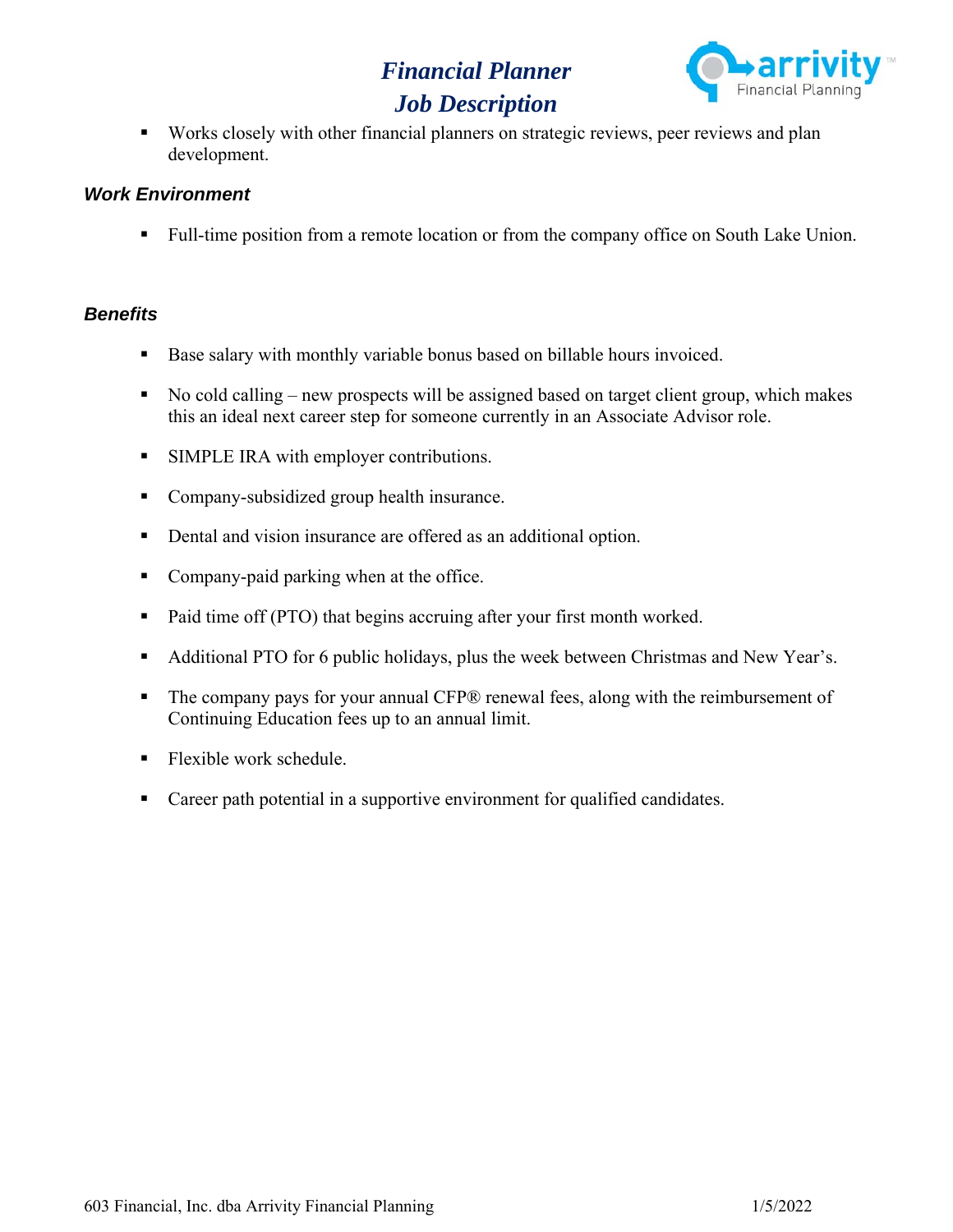- Works closely with other financial planners on strategic reviews, peer reviews and plan development.

### *Work Environment*

- Full-time position from a remote location or from the company office on South Lake Union.

### *Benefits*

- Base salary with monthly variable bonus based on billable hours invoiced.
- No cold calling – new prospects will be assigned based on target client group, which makes this an ideal next career step for someone currently in an Associate Advisor role.
- SIMPLE IRA with employer contributions.
- Company-subsidized group health insurance.
- Dental and vision insurance are offered as an additional option.
- Company-paid parking when at the office.
- Paid time off (PTO) that begins accruing after your first month worked.
- Additional PTO for 6 public holidays, plus the week between Christmas and New Year's.
- The company pays for your annual CFP® renewal fees, along with the reimbursement of Continuing Education fees up to an annual limit.
- Flexible work schedule.
- Career path potential in a supportive environment for qualified candidates.